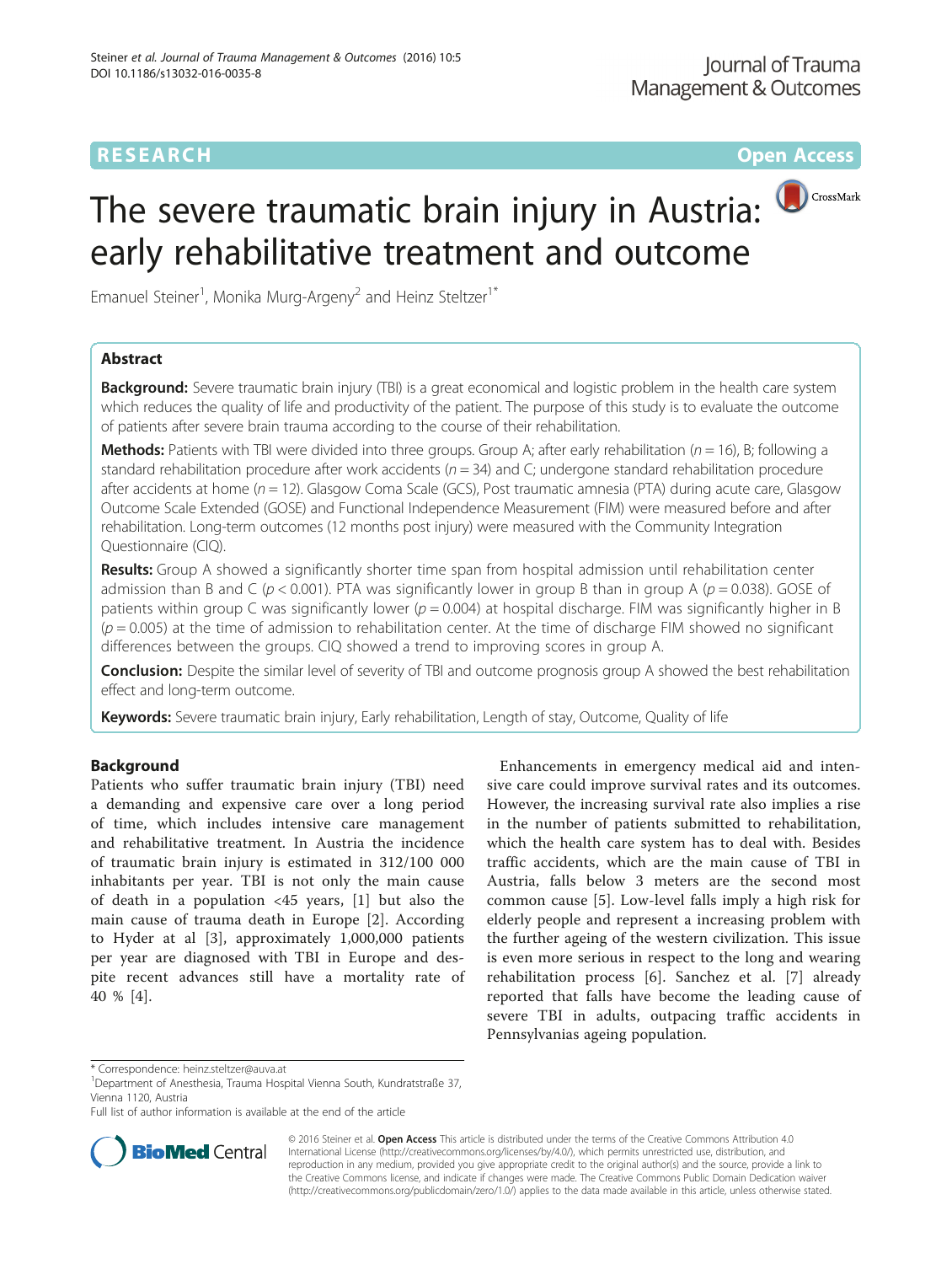RESEARCH Open Access

# The severe traumatic brain injury in Austria: early rehabilitative treatment and outcome

Emanuel Steiner[1], Monika Murg-Argeny[2] and Heinz Steltzer[1*]

## Abstract

**Background:** Severe traumatic brain injury (TBI) is a great economical and logistic problem in the health care system which reduces the quality of life and productivity of the patient. The purpose of this study is to evaluate the outcome of patients after severe brain trauma according to the course of their rehabilitation.

**Methods:** Patients with TBI were divided into three groups. Group A; after early rehabilitation ($n = 16$), B; following a standard rehabilitation procedure after work accidents ($n = 34$) and C; undergone standard rehabilitation procedure after accidents at home ($n = 12$). Glasgow Coma Scale (GCS), Post traumatic amnesia (PTA) during acute care, Glasgow Outcome Scale Extended (GOSE) and Functional Independence Measurement (FIM) were measured before and after rehabilitation. Long-term outcomes (12 months post injury) were measured with the Community Integration Questionnaire (CIQ).

**Results:** Group A showed a significantly shorter time span from hospital admission until rehabilitation center admission than B and C ($p < 0.001$). PTA was significantly lower in group B than in group A ($p = 0.038$). GOSE of patients within group C was significantly lower ($p = 0.004$) at hospital discharge. FIM was significantly higher in B ($p = 0.005$) at the time of admission to rehabilitation center. At the time of discharge FIM showed no significant differences between the groups. CIQ showed a trend to improving scores in group A.

**Conclusion:** Despite the similar level of severity of TBI and outcome prognosis group A showed the best rehabilitation effect and long-term outcome.

**Keywords:** Severe traumatic brain injury, Early rehabilitation, Length of stay, Outcome, Quality of life

## Background

Patients who suffer traumatic brain injury (TBI) need a demanding and expensive care over a long period of time, which includes intensive care management and rehabilitative treatment. In Austria the incidence of traumatic brain injury is estimated in 312/100 000 inhabitants per year. TBI is not only the main cause of death in a population <45 years, [1] but also the main cause of trauma death in Europe [2]. According to Hyder at al [3], approximately 1,000,000 patients per year are diagnosed with TBI in Europe and despite recent advances still have a mortality rate of 40 % [4].

Enhancements in emergency medical aid and intensive care could improve survival rates and its outcomes. However, the increasing survival rate also implies a rise in the number of patients submitted to rehabilitation, which the health care system has to deal with. Besides traffic accidents, which are the main cause of TBI in Austria, falls below 3 meters are the second most common cause [5]. Low-level falls imply a high risk for elderly people and represent a increasing problem with the further ageing of the western civilization. This issue is even more serious in respect to the long and wearing rehabilitation process [6]. Sanchez et al. [7] already reported that falls have become the leading cause of severe TBI in adults, outpacing traffic accidents in Pennsylvanias ageing population.

\* Correspondence: heinz.steltzer@auva.at
[1]Department of Anesthesia, Trauma Hospital Vienna South, Kundratstraße 37, Vienna 1120, Austria
Full list of author information is available at the end of the article

© 2016 Steiner et al. **Open Access** This article is distributed under the terms of the Creative Commons Attribution 4.0 International License (http://creativecommons.org/licenses/by/4.0/), which permits unrestricted use, distribution, and reproduction in any medium, provided you give appropriate credit to the original author(s) and the source, provide a link to the Creative Commons license, and indicate if changes were made. The Creative Commons Public Domain Dedication waiver (http://creativecommons.org/publicdomain/zero/1.0/) applies to the data made available in this article, unless otherwise stated.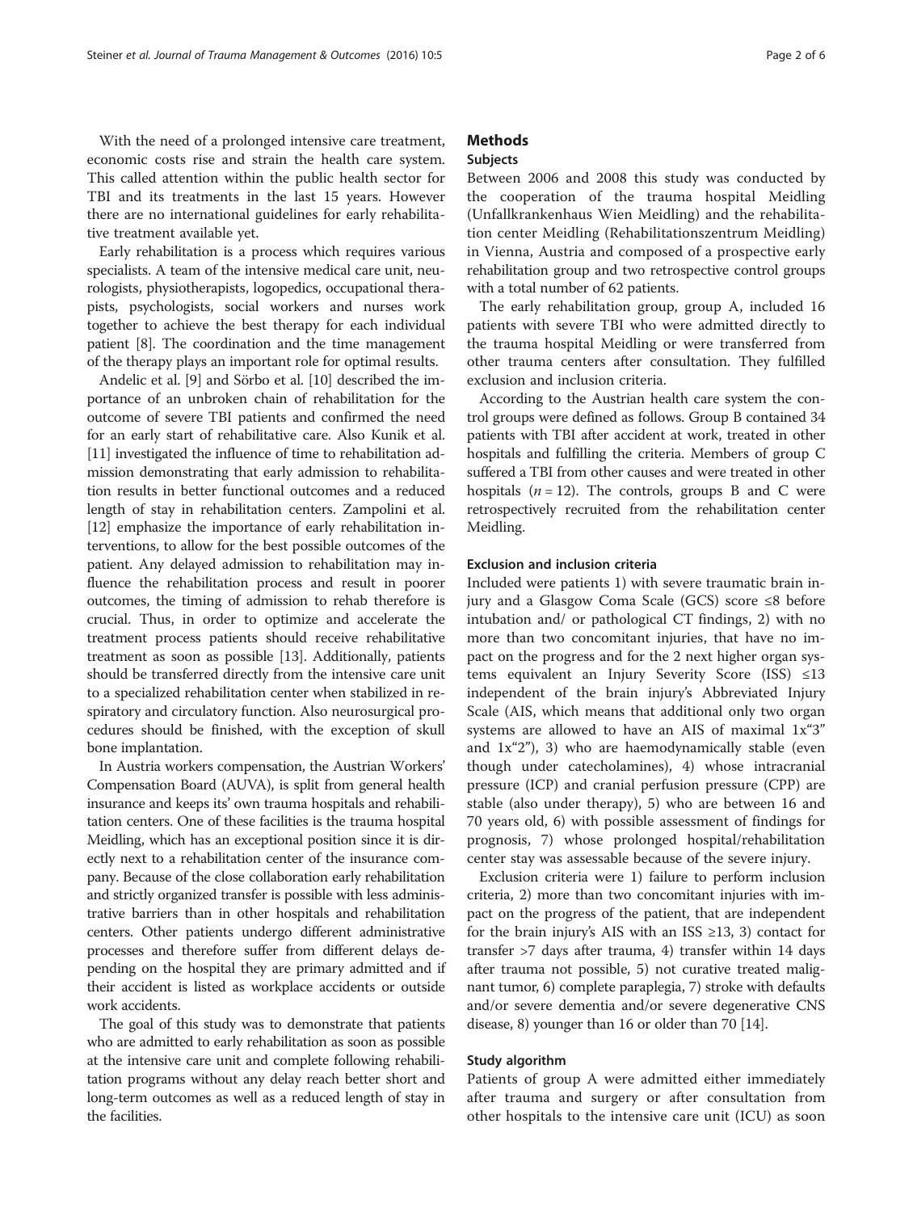With the need of a prolonged intensive care treatment, economic costs rise and strain the health care system. This called attention within the public health sector for TBI and its treatments in the last 15 years. However there are no international guidelines for early rehabilitative treatment available yet.

Early rehabilitation is a process which requires various specialists. A team of the intensive medical care unit, neurologists, physiotherapists, logopedics, occupational therapists, psychologists, social workers and nurses work together to achieve the best therapy for each individual patient [8]. The coordination and the time management of the therapy plays an important role for optimal results.

Andelic et al. [9] and Sörbo et al. [10] described the importance of an unbroken chain of rehabilitation for the outcome of severe TBI patients and confirmed the need for an early start of rehabilitative care. Also Kunik et al. [11] investigated the influence of time to rehabilitation admission demonstrating that early admission to rehabilitation results in better functional outcomes and a reduced length of stay in rehabilitation centers. Zampolini et al. [12] emphasize the importance of early rehabilitation interventions, to allow for the best possible outcomes of the patient. Any delayed admission to rehabilitation may influence the rehabilitation process and result in poorer outcomes, the timing of admission to rehab therefore is crucial. Thus, in order to optimize and accelerate the treatment process patients should receive rehabilitative treatment as soon as possible [13]. Additionally, patients should be transferred directly from the intensive care unit to a specialized rehabilitation center when stabilized in respiratory and circulatory function. Also neurosurgical procedures should be finished, with the exception of skull bone implantation.

In Austria workers compensation, the Austrian Workers' Compensation Board (AUVA), is split from general health insurance and keeps its' own trauma hospitals and rehabilitation centers. One of these facilities is the trauma hospital Meidling, which has an exceptional position since it is directly next to a rehabilitation center of the insurance company. Because of the close collaboration early rehabilitation and strictly organized transfer is possible with less administrative barriers than in other hospitals and rehabilitation centers. Other patients undergo different administrative processes and therefore suffer from different delays depending on the hospital they are primary admitted and if their accident is listed as workplace accidents or outside work accidents.

The goal of this study was to demonstrate that patients who are admitted to early rehabilitation as soon as possible at the intensive care unit and complete following rehabilitation programs without any delay reach better short and long-term outcomes as well as a reduced length of stay in the facilities.

## Methods

### Subjects

Between 2006 and 2008 this study was conducted by the cooperation of the trauma hospital Meidling (Unfallkrankenhaus Wien Meidling) and the rehabilitation center Meidling (Rehabilitationszentrum Meidling) in Vienna, Austria and composed of a prospective early rehabilitation group and two retrospective control groups with a total number of 62 patients.

The early rehabilitation group, group A, included 16 patients with severe TBI who were admitted directly to the trauma hospital Meidling or were transferred from other trauma centers after consultation. They fulfilled exclusion and inclusion criteria.

According to the Austrian health care system the control groups were defined as follows. Group B contained 34 patients with TBI after accident at work, treated in other hospitals and fulfilling the criteria. Members of group C suffered a TBI from other causes and were treated in other hospitals ($n = 12$). The controls, groups B and C were retrospectively recruited from the rehabilitation center Meidling.

### Exclusion and inclusion criteria

Included were patients 1) with severe traumatic brain injury and a Glasgow Coma Scale (GCS) score ≤8 before intubation and/ or pathological CT findings, 2) with no more than two concomitant injuries, that have no impact on the progress and for the 2 next higher organ systems equivalent an Injury Severity Score (ISS) ≤13 independent of the brain injury's Abbreviated Injury Scale (AIS, which means that additional only two organ systems are allowed to have an AIS of maximal 1x"3" and 1x"2"), 3) who are haemodynamically stable (even though under catecholamines), 4) whose intracranial pressure (ICP) and cranial perfusion pressure (CPP) are stable (also under therapy), 5) who are between 16 and 70 years old, 6) with possible assessment of findings for prognosis, 7) whose prolonged hospital/rehabilitation center stay was assessable because of the severe injury.

Exclusion criteria were 1) failure to perform inclusion criteria, 2) more than two concomitant injuries with impact on the progress of the patient, that are independent for the brain injury's AIS with an ISS ≥13, 3) contact for transfer >7 days after trauma, 4) transfer within 14 days after trauma not possible, 5) not curative treated malignant tumor, 6) complete paraplegia, 7) stroke with defaults and/or severe dementia and/or severe degenerative CNS disease, 8) younger than 16 or older than 70 [14].

### Study algorithm

Patients of group A were admitted either immediately after trauma and surgery or after consultation from other hospitals to the intensive care unit (ICU) as soon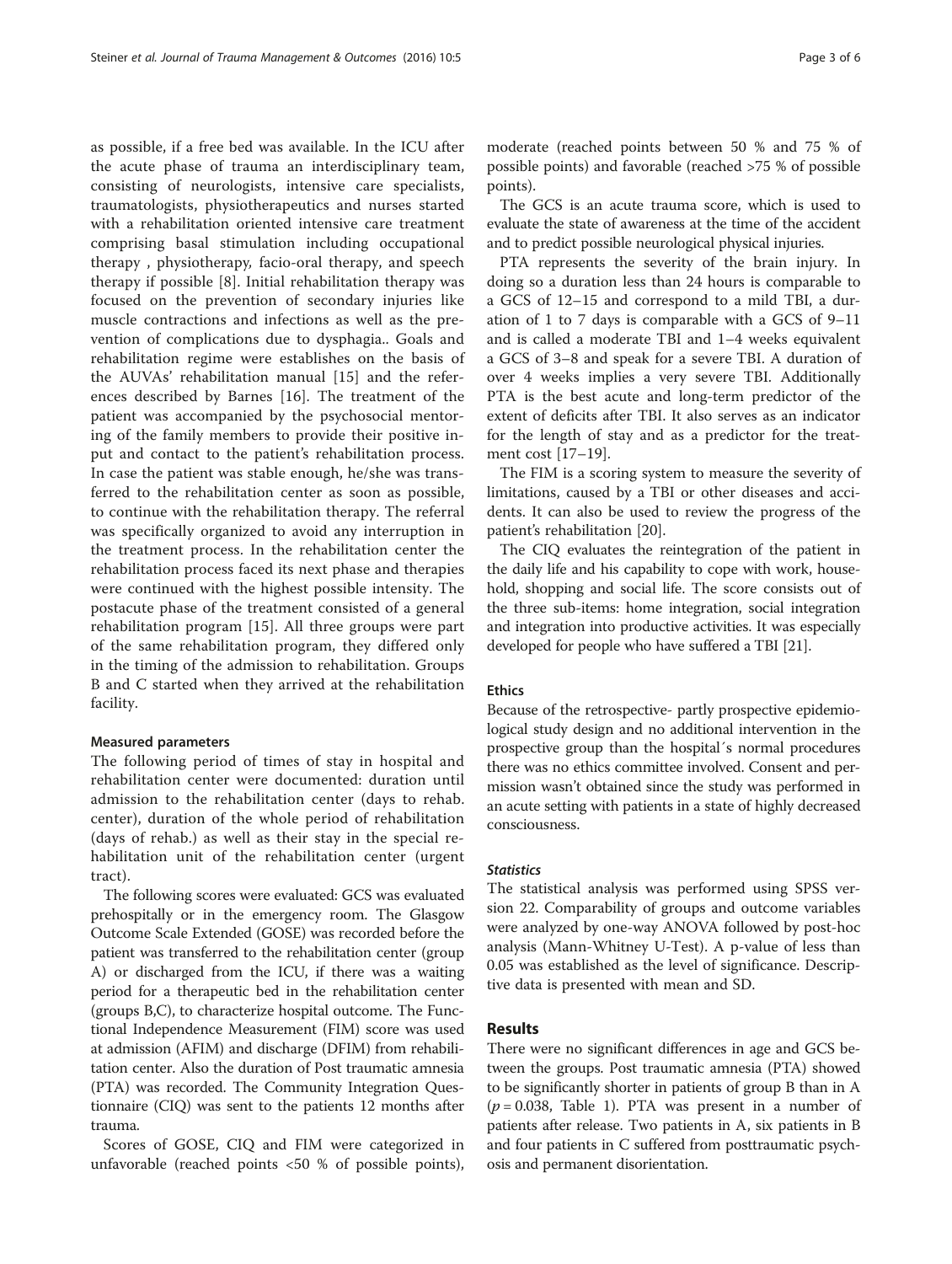as possible, if a free bed was available. In the ICU after the acute phase of trauma an interdisciplinary team, consisting of neurologists, intensive care specialists, traumatologists, physiotherapeutics and nurses started with a rehabilitation oriented intensive care treatment comprising basal stimulation including occupational therapy , physiotherapy, facio-oral therapy, and speech therapy if possible [8]. Initial rehabilitation therapy was focused on the prevention of secondary injuries like muscle contractions and infections as well as the prevention of complications due to dysphagia.. Goals and rehabilitation regime were establishes on the basis of the AUVAs' rehabilitation manual [15] and the references described by Barnes [16]. The treatment of the patient was accompanied by the psychosocial mentoring of the family members to provide their positive input and contact to the patient's rehabilitation process. In case the patient was stable enough, he/she was transferred to the rehabilitation center as soon as possible, to continue with the rehabilitation therapy. The referral was specifically organized to avoid any interruption in the treatment process. In the rehabilitation center the rehabilitation process faced its next phase and therapies were continued with the highest possible intensity. The postacute phase of the treatment consisted of a general rehabilitation program [15]. All three groups were part of the same rehabilitation program, they differed only in the timing of the admission to rehabilitation. Groups B and C started when they arrived at the rehabilitation facility.

#### Measured parameters

The following period of times of stay in hospital and rehabilitation center were documented: duration until admission to the rehabilitation center (days to rehab. center), duration of the whole period of rehabilitation (days of rehab.) as well as their stay in the special rehabilitation unit of the rehabilitation center (urgent tract).

The following scores were evaluated: GCS was evaluated prehospitally or in the emergency room. The Glasgow Outcome Scale Extended (GOSE) was recorded before the patient was transferred to the rehabilitation center (group A) or discharged from the ICU, if there was a waiting period for a therapeutic bed in the rehabilitation center (groups B,C), to characterize hospital outcome. The Functional Independence Measurement (FIM) score was used at admission (AFIM) and discharge (DFIM) from rehabilitation center. Also the duration of Post traumatic amnesia (PTA) was recorded. The Community Integration Questionnaire (CIQ) was sent to the patients 12 months after trauma.

Scores of GOSE, CIQ and FIM were categorized in unfavorable (reached points <50 % of possible points), moderate (reached points between 50 % and 75 % of possible points) and favorable (reached >75 % of possible points).

The GCS is an acute trauma score, which is used to evaluate the state of awareness at the time of the accident and to predict possible neurological physical injuries.

PTA represents the severity of the brain injury. In doing so a duration less than 24 hours is comparable to a GCS of 12–15 and correspond to a mild TBI, a duration of 1 to 7 days is comparable with a GCS of 9–11 and is called a moderate TBI and 1–4 weeks equivalent a GCS of 3–8 and speak for a severe TBI. A duration of over 4 weeks implies a very severe TBI. Additionally PTA is the best acute and long-term predictor of the extent of deficits after TBI. It also serves as an indicator for the length of stay and as a predictor for the treatment cost [17–19].

The FIM is a scoring system to measure the severity of limitations, caused by a TBI or other diseases and accidents. It can also be used to review the progress of the patient's rehabilitation [20].

The CIQ evaluates the reintegration of the patient in the daily life and his capability to cope with work, household, shopping and social life. The score consists out of the three sub-items: home integration, social integration and integration into productive activities. It was especially developed for people who have suffered a TBI [21].

#### Ethics

Because of the retrospective- partly prospective epidemiological study design and no additional intervention in the prospective group than the hospital´s normal procedures there was no ethics committee involved. Consent and permission wasn't obtained since the study was performed in an acute setting with patients in a state of highly decreased consciousness.

#### *Statistics*

The statistical analysis was performed using SPSS version 22. Comparability of groups and outcome variables were analyzed by one-way ANOVA followed by post-hoc analysis (Mann-Whitney U-Test). A p-value of less than 0.05 was established as the level of significance. Descriptive data is presented with mean and SD.

## Results

There were no significant differences in age and GCS between the groups. Post traumatic amnesia (PTA) showed to be significantly shorter in patients of group B than in A ($p = 0.038$, Table 1). PTA was present in a number of patients after release. Two patients in A, six patients in B and four patients in C suffered from posttraumatic psychosis and permanent disorientation.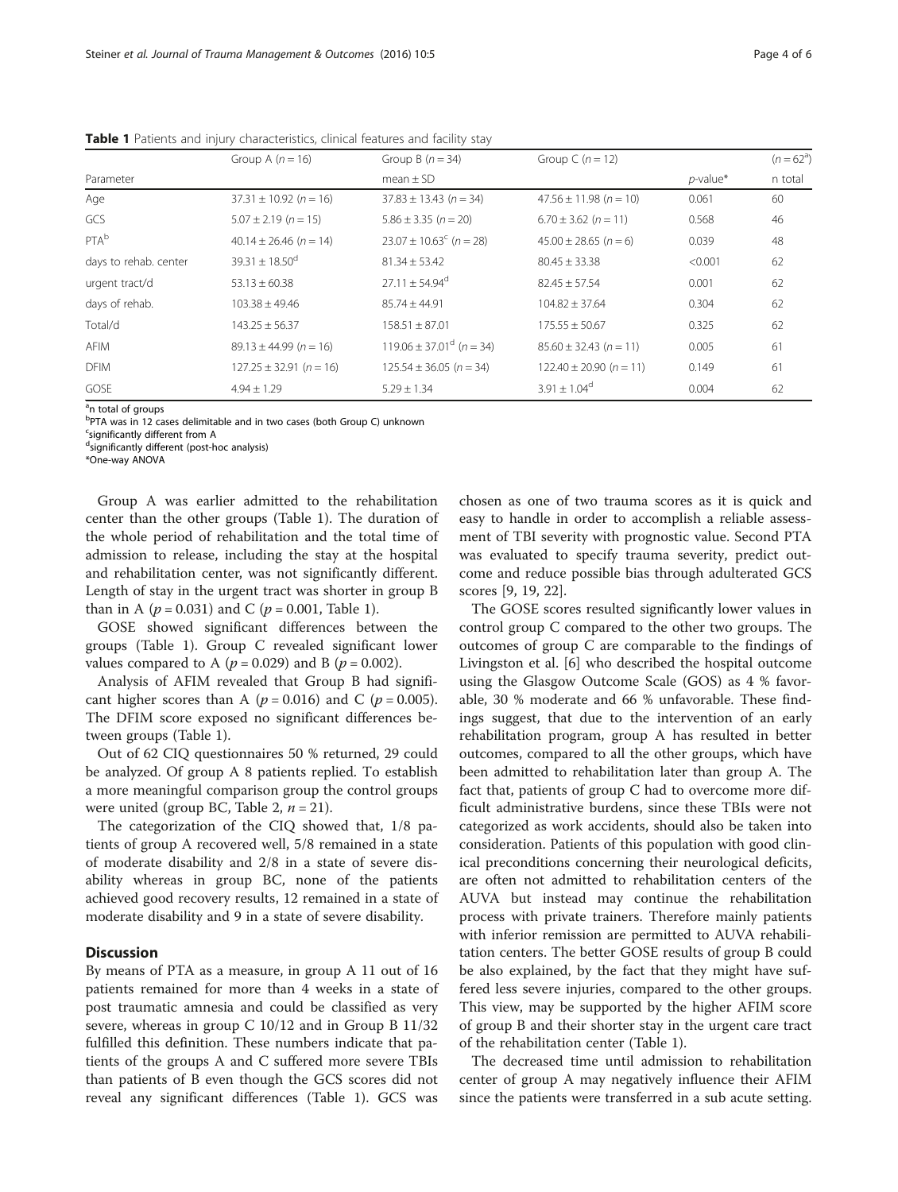**Table 1** Patients and injury characteristics, clinical features and facility stay

| Parameter | Group A ($n = 16$) | Group B ($n = 34$) | Group C ($n = 12$) | | ($n = 62$[a]) |
|---|---|---|---|---|---|
| | | mean ± SD | | $p$-value* | n total |
| Age | 37.31 ± 10.92 ($n = 16$) | 37.83 ± 13.43 ($n = 34$) | 47.56 ± 11.98 ($n = 10$) | 0.061 | 60 |
| GCS | 5.07 ± 2.19 ($n = 15$) | 5.86 ± 3.35 ($n = 20$) | 6.70 ± 3.62 ($n = 11$) | 0.568 | 46 |
| PTA[b] | 40.14 ± 26.46 ($n = 14$) | 23.07 ± 10.63[c] ($n = 28$) | 45.00 ± 28.65 ($n = 6$) | 0.039 | 48 |
| days to rehab. center | 39.31 ± 18.50[d] | 81.34 ± 53.42 | 80.45 ± 33.38 | <0.001 | 62 |
| urgent tract/d | 53.13 ± 60.38 | 27.11 ± 54.94[d] | 82.45 ± 57.54 | 0.001 | 62 |
| days of rehab. | 103.38 ± 49.46 | 85.74 ± 44.91 | 104.82 ± 37.64 | 0.304 | 62 |
| Total/d | 143.25 ± 56.37 | 158.51 ± 87.01 | 175.55 ± 50.67 | 0.325 | 62 |
| AFIM | 89.13 ± 44.99 ($n = 16$) | 119.06 ± 37.01[d] ($n = 34$) | 85.60 ± 32.43 ($n = 11$) | 0.005 | 61 |
| DFIM | 127.25 ± 32.91 ($n = 16$) | 125.54 ± 36.05 ($n = 34$) | 122.40 ± 20.90 ($n = 11$) | 0.149 | 61 |
| GOSE | 4.94 ± 1.29 | 5.29 ± 1.34 | 3.91 ± 1.04[d] | 0.004 | 62 |

[a]n total of groups
[b]PTA was in 12 cases delimitable and in two cases (both Group C) unknown
[c]significantly different from A
[d]significantly different (post-hoc analysis)
*One-way ANOVA

Group A was earlier admitted to the rehabilitation center than the other groups (Table 1). The duration of the whole period of rehabilitation and the total time of admission to release, including the stay at the hospital and rehabilitation center, was not significantly different. Length of stay in the urgent tract was shorter in group B than in A ($p = 0.031$) and C ($p = 0.001$, Table 1).

GOSE showed significant differences between the groups (Table 1). Group C revealed significant lower values compared to A ($p = 0.029$) and B ($p = 0.002$).

Analysis of AFIM revealed that Group B had significant higher scores than A ($p = 0.016$) and C ($p = 0.005$). The DFIM score exposed no significant differences between groups (Table 1).

Out of 62 CIQ questionnaires 50 % returned, 29 could be analyzed. Of group A 8 patients replied. To establish a more meaningful comparison group the control groups were united (group BC, Table 2, $n = 21$).

The categorization of the CIQ showed that, 1/8 patients of group A recovered well, 5/8 remained in a state of moderate disability and 2/8 in a state of severe disability whereas in group BC, none of the patients achieved good recovery results, 12 remained in a state of moderate disability and 9 in a state of severe disability.

## Discussion

By means of PTA as a measure, in group A 11 out of 16 patients remained for more than 4 weeks in a state of post traumatic amnesia and could be classified as very severe, whereas in group C 10/12 and in Group B 11/32 fulfilled this definition. These numbers indicate that patients of the groups A and C suffered more severe TBIs than patients of B even though the GCS scores did not reveal any significant differences (Table 1). GCS was chosen as one of two trauma scores as it is quick and easy to handle in order to accomplish a reliable assessment of TBI severity with prognostic value. Second PTA was evaluated to specify trauma severity, predict outcome and reduce possible bias through adulterated GCS scores [9, 19, 22].

The GOSE scores resulted significantly lower values in control group C compared to the other two groups. The outcomes of group C are comparable to the findings of Livingston et al. [6] who described the hospital outcome using the Glasgow Outcome Scale (GOS) as 4 % favorable, 30 % moderate and 66 % unfavorable. These findings suggest, that due to the intervention of an early rehabilitation program, group A has resulted in better outcomes, compared to all the other groups, which have been admitted to rehabilitation later than group A. The fact that, patients of group C had to overcome more difficult administrative burdens, since these TBIs were not categorized as work accidents, should also be taken into consideration. Patients of this population with good clinical preconditions concerning their neurological deficits, are often not admitted to rehabilitation centers of the AUVA but instead may continue the rehabilitation process with private trainers. Therefore mainly patients with inferior remission are permitted to AUVA rehabilitation centers. The better GOSE results of group B could be also explained, by the fact that they might have suffered less severe injuries, compared to the other groups. This view, may be supported by the higher AFIM score of group B and their shorter stay in the urgent care tract of the rehabilitation center (Table 1).

The decreased time until admission to rehabilitation center of group A may negatively influence their AFIM since the patients were transferred in a sub acute setting.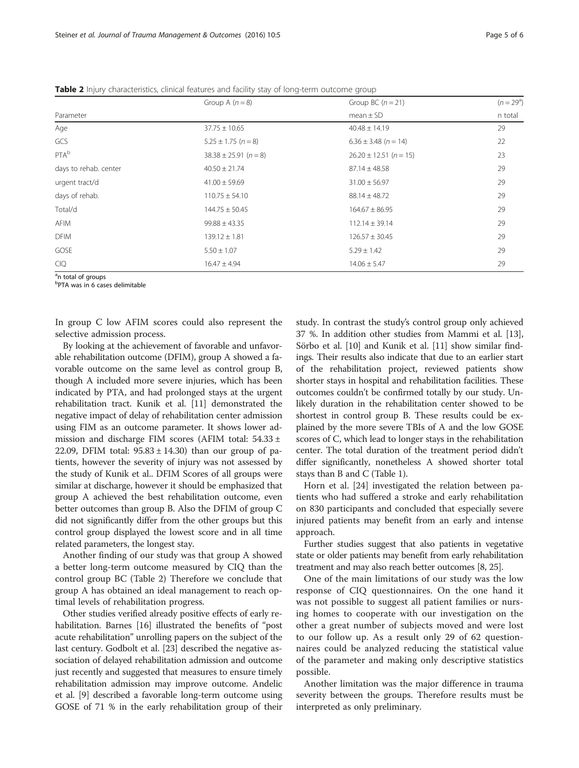**Table 2** Injury characteristics, clinical features and facility stay of long-term outcome group

| Parameter | Group A ($n = 8$) | Group BC ($n = 21$) mean ± SD | ($n = 29$[a]) n total |
|---|---|---|---|
| Age | 37.75 ± 10.65 | 40.48 ± 14.19 | 29 |
| GCS | 5.25 ± 1.75 ($n = 8$) | 6.36 ± 3.48 ($n = 14$) | 22 |
| PTA[b] | 38.38 ± 25.91 ($n = 8$) | 26.20 ± 12.51 ($n = 15$) | 23 |
| days to rehab. center | 40.50 ± 21.74 | 87.14 ± 48.58 | 29 |
| urgent tract/d | 41.00 ± 59.69 | 31.00 ± 56.97 | 29 |
| days of rehab. | 110.75 ± 54.10 | 88.14 ± 48.72 | 29 |
| Total/d | 144.75 ± 50.45 | 164.67 ± 86.95 | 29 |
| AFIM | 99.88 ± 43.35 | 112.14 ± 39.14 | 29 |
| DFIM | 139.12 ± 1.81 | 126.57 ± 30.45 | 29 |
| GOSE | 5.50 ± 1.07 | 5.29 ± 1.42 | 29 |
| CIQ | 16.47 ± 4.94 | 14.06 ± 5.47 | 29 |

[a]n total of groups
[b]PTA was in 6 cases delimitable

In group C low AFIM scores could also represent the selective admission process.

By looking at the achievement of favorable and unfavorable rehabilitation outcome (DFIM), group A showed a favorable outcome on the same level as control group B, though A included more severe injuries, which has been indicated by PTA, and had prolonged stays at the urgent rehabilitation tract. Kunik et al. [11] demonstrated the negative impact of delay of rehabilitation center admission using FIM as an outcome parameter. It shows lower admission and discharge FIM scores (AFIM total: 54.33 ± 22.09, DFIM total: 95.83 ± 14.30) than our group of patients, however the severity of injury was not assessed by the study of Kunik et al.. DFIM Scores of all groups were similar at discharge, however it should be emphasized that group A achieved the best rehabilitation outcome, even better outcomes than group B. Also the DFIM of group C did not significantly differ from the other groups but this control group displayed the lowest score and in all time related parameters, the longest stay.

Another finding of our study was that group A showed a better long-term outcome measured by CIQ than the control group BC (Table 2) Therefore we conclude that group A has obtained an ideal management to reach optimal levels of rehabilitation progress.

Other studies verified already positive effects of early rehabilitation. Barnes [16] illustrated the benefits of "post acute rehabilitation" unrolling papers on the subject of the last century. Godbolt et al. [23] described the negative association of delayed rehabilitation admission and outcome just recently and suggested that measures to ensure timely rehabilitation admission may improve outcome. Andelic et al. [9] described a favorable long-term outcome using GOSE of 71 % in the early rehabilitation group of their study. In contrast the study's control group only achieved 37 %. In addition other studies from Mammi et al. [13], Sörbo et al. [10] and Kunik et al. [11] show similar findings. Their results also indicate that due to an earlier start of the rehabilitation project, reviewed patients show shorter stays in hospital and rehabilitation facilities. These outcomes couldn't be confirmed totally by our study. Unlikely duration in the rehabilitation center showed to be shortest in control group B. These results could be explained by the more severe TBIs of A and the low GOSE scores of C, which lead to longer stays in the rehabilitation center. The total duration of the treatment period didn't differ significantly, nonetheless A showed shorter total stays than B and C (Table 1).

Horn et al. [24] investigated the relation between patients who had suffered a stroke and early rehabilitation on 830 participants and concluded that especially severe injured patients may benefit from an early and intense approach.

Further studies suggest that also patients in vegetative state or older patients may benefit from early rehabilitation treatment and may also reach better outcomes [8, 25].

One of the main limitations of our study was the low response of CIQ questionnaires. On the one hand it was not possible to suggest all patient families or nursing homes to cooperate with our investigation on the other a great number of subjects moved and were lost to our follow up. As a result only 29 of 62 questionnaires could be analyzed reducing the statistical value of the parameter and making only descriptive statistics possible.

Another limitation was the major difference in trauma severity between the groups. Therefore results must be interpreted as only preliminary.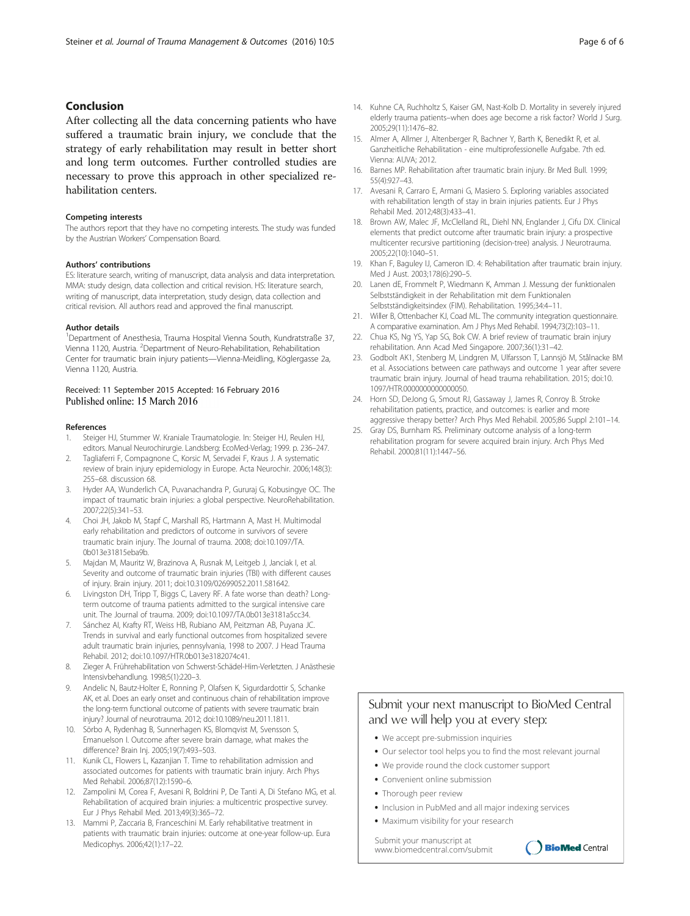## Conclusion

After collecting all the data concerning patients who have suffered a traumatic brain injury, we conclude that the strategy of early rehabilitation may result in better short and long term outcomes. Further controlled studies are necessary to prove this approach in other specialized rehabilitation centers.

#### Competing interests

The authors report that they have no competing interests. The study was funded by the Austrian Workers' Compensation Board.

#### Authors' contributions

ES: literature search, writing of manuscript, data analysis and data interpretation. MMA: study design, data collection and critical revision. HS: literature search, writing of manuscript, data interpretation, study design, data collection and critical revision. All authors read and approved the final manuscript.

#### Author details

[1]Department of Anesthesia, Trauma Hospital Vienna South, Kundratstraße 37, Vienna 1120, Austria. [2]Department of Neuro-Rehabilitation, Rehabilitation Center for traumatic brain injury patients—Vienna-Meidling, Köglergasse 2a, Vienna 1120, Austria.

Received: 11 September 2015 Accepted: 16 February 2016
Published online: 15 March 2016

#### References

1. Steiger HJ, Stummer W. Kraniale Traumatologie. In: Steiger HJ, Reulen HJ, editors. Manual Neurochirurgie. Landsberg: EcoMed-Verlag; 1999. p. 236–247.
2. Tagliaferri F, Compagnone C, Korsic M, Servadei F, Kraus J. A systematic review of brain injury epidemiology in Europe. Acta Neurochir. 2006;148(3): 255–68. discussion 68.
3. Hyder AA, Wunderlich CA, Puvanachandra P, Gururaj G, Kobusingye OC. The impact of traumatic brain injuries: a global perspective. NeuroRehabilitation. 2007;22(5):341–53.
4. Choi JH, Jakob M, Stapf C, Marshall RS, Hartmann A, Mast H. Multimodal early rehabilitation and predictors of outcome in survivors of severe traumatic brain injury. The Journal of trauma. 2008; doi:10.1097/TA.0b013e31815eba9b.
5. Majdan M, Mauritz W, Brazinova A, Rusnak M, Leitgeb J, Janciak I, et al. Severity and outcome of traumatic brain injuries (TBI) with different causes of injury. Brain injury. 2011; doi:10.3109/02699052.2011.581642.
6. Livingston DH, Tripp T, Biggs C, Lavery RF. A fate worse than death? Long-term outcome of trauma patients admitted to the surgical intensive care unit. The Journal of trauma. 2009; doi:10.1097/TA.0b013e3181a5cc34.
7. Sánchez AI, Krafty RT, Weiss HB, Rubiano AM, Peitzman AB, Puyana JC. Trends in survival and early functional outcomes from hospitalized severe adult traumatic brain injuries, pennsylvania, 1998 to 2007. J Head Trauma Rehabil. 2012; doi:10.1097/HTR.0b013e3182074c41.
8. Zieger A. Frührehabilitation von Schwerst-Schädel-Hirn-Verletzten. J Anästhesie Intensivbehandlung. 1998;5(1):220–3.
9. Andelic N, Bautz-Holter E, Ronning P, Olafsen K, Sigurdardottir S, Schanke AK, et al. Does an early onset and continuous chain of rehabilitation improve the long-term functional outcome of patients with severe traumatic brain injury? Journal of neurotrauma. 2012; doi:10.1089/neu.2011.1811.
10. Sörbo A, Rydenhag B, Sunnerhagen KS, Blomqvist M, Svensson S, Emanuelson I. Outcome after severe brain damage, what makes the difference? Brain Inj. 2005;19(7):493–503.
11. Kunik CL, Flowers L, Kazanjian T. Time to rehabilitation admission and associated outcomes for patients with traumatic brain injury. Arch Phys Med Rehabil. 2006;87(12):1590–6.
12. Zampolini M, Corea F, Avesani R, Boldrini P, De Tanti A, Di Stefano MG, et al. Rehabilitation of acquired brain injuries: a multicentric prospective survey. Eur J Phys Rehabil Med. 2013;49(3):365–72.
13. Mammi P, Zaccaria B, Franceschini M. Early rehabilitative treatment in patients with traumatic brain injuries: outcome at one-year follow-up. Eura Medicophys. 2006;42(1):17–22.
14. Kuhne CA, Ruchholtz S, Kaiser GM, Nast-Kolb D. Mortality in severely injured elderly trauma patients–when does age become a risk factor? World J Surg. 2005;29(11):1476–82.
15. Almer A, Allmer J, Altenberger R, Bachner Y, Barth K, Benedikt R, et al. Ganzheitliche Rehabilitation - eine multiprofessionelle Aufgabe. 7th ed. Vienna: AUVA; 2012.
16. Barnes MP. Rehabilitation after traumatic brain injury. Br Med Bull. 1999; 55(4):927–43.
17. Avesani R, Carraro E, Armani G, Masiero S. Exploring variables associated with rehabilitation length of stay in brain injuries patients. Eur J Phys Rehabil Med. 2012;48(3):433–41.
18. Brown AW, Malec JF, McClelland RL, Diehl NN, Englander J, Cifu DX. Clinical elements that predict outcome after traumatic brain injury: a prospective multicenter recursive partitioning (decision-tree) analysis. J Neurotrauma. 2005;22(10):1040–51.
19. Khan F, Baguley IJ, Cameron ID. 4: Rehabilitation after traumatic brain injury. Med J Aust. 2003;178(6):290–5.
20. Lanen dE, Frommelt P, Wiedmann K, Amman J. Messung der funktionalen Selbstständigkeit in der Rehabilitation mit dem Funktionalen Selbstständigkeitsindex (FIM). Rehabilitation. 1995;34:4–11.
21. Willer B, Ottenbacher KJ, Coad ML. The community integration questionnaire. A comparative examination. Am J Phys Med Rehabil. 1994;73(2):103–11.
22. Chua KS, Ng YS, Yap SG, Bok CW. A brief review of traumatic brain injury rehabilitation. Ann Acad Med Singapore. 2007;36(1):31–42.
23. Godbolt AK1, Stenberg M, Lindgren M, Ulfarsson T, Lannsjö M, Stålnacke BM et al. Associations between care pathways and outcome 1 year after severe traumatic brain injury. Journal of head trauma rehabilitation. 2015; doi:10.1097/HTR.0000000000000050.
24. Horn SD, DeJong G, Smout RJ, Gassaway J, James R, Conroy B. Stroke rehabilitation patients, practice, and outcomes: is earlier and more aggressive therapy better? Arch Phys Med Rehabil. 2005;86 Suppl 2:101–14.
25. Gray DS, Burnham RS. Preliminary outcome analysis of a long-term rehabilitation program for severe acquired brain injury. Arch Phys Med Rehabil. 2000;81(11):1447–56.

Submit your next manuscript to BioMed Central and we will help you at every step:

- We accept pre-submission inquiries
- Our selector tool helps you to find the most relevant journal
- We provide round the clock customer support
- Convenient online submission
- Thorough peer review
- Inclusion in PubMed and all major indexing services
- Maximum visibility for your research

Submit your manuscript at www.biomedcentral.com/submit

BioMed Central